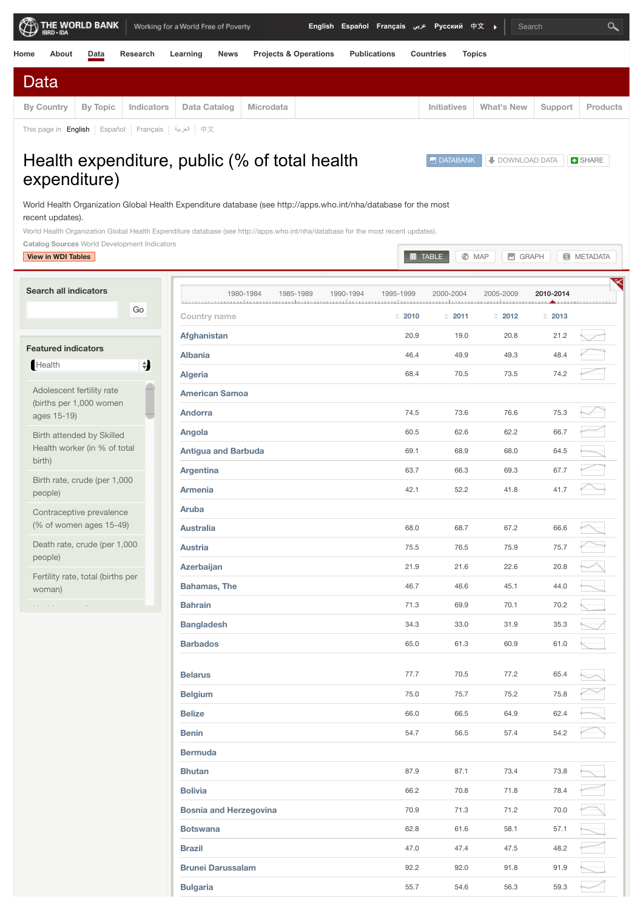THE WORLD BANK IBRD • IDA | Working for a World Free of Poverty

English Español Français عربي Русский 中文

Home About Data Research Learning News Projects & Operations Publications Countries Topics

# Data

By Country | By Topic | Indicators | Data Catalog | Microdata | Initiatives | What's New | Support | Products

This page in English Español Français العربية 中文

# Health expenditure, public (% of total health expenditure)

DATABANK | DOWNLOAD DATA | SHARE

World Health Organization Global Health Expenditure database (see http://apps.who.int/nha/database for the most recent updates).

World Health Organization Global Health Expenditure database (see http://apps.who.int/nha/database for the most recent updates).

**Catalog Sources** World Development Indicators

View in WDI Tables

TABLE | MAP | GRAPH | METADATA

**Search all indicators**

Go

**Featured indicators**

Health

- Adolescent fertility rate (births per 1,000 women ages 15-19)
- Birth attended by Skilled Health worker (in % of total birth)
- Birth rate, crude (per 1,000 people)
- Contraceptive prevalence (% of women ages 15-49)
- Death rate, crude (per 1,000 people)
- Fertility rate, total (births per woman)

1980-1984 | 1985-1989 | 1990-1994 | 1995-1999 | 2000-2004 | 2005-2009 | **2010-2014**

| Country name | 2010 | 2011 | 2012 | 2013 |
|---|---|---|---|---|
| Afghanistan | 20.9 | 19.0 | 20.8 | 21.2 |
| Albania | 46.4 | 49.9 | 49.3 | 48.4 |
| Algeria | 68.4 | 70.5 | 73.5 | 74.2 |
| American Samoa | | | | |
| Andorra | 74.5 | 73.6 | 76.6 | 75.3 |
| Angola | 60.5 | 62.6 | 62.2 | 66.7 |
| Antigua and Barbuda | 69.1 | 68.9 | 68.0 | 64.5 |
| Argentina | 63.7 | 66.3 | 69.3 | 67.7 |
| Armenia | 42.1 | 52.2 | 41.8 | 41.7 |
| Aruba | | | | |
| Australia | 68.0 | 68.7 | 67.2 | 66.6 |
| Austria | 75.5 | 76.5 | 75.9 | 75.7 |
| Azerbaijan | 21.9 | 21.6 | 22.6 | 20.8 |
| Bahamas, The | 46.7 | 46.6 | 45.1 | 44.0 |
| Bahrain | 71.3 | 69.9 | 70.1 | 70.2 |
| Bangladesh | 34.3 | 33.0 | 31.9 | 35.3 |
| Barbados | 65.0 | 61.3 | 60.9 | 61.0 |
| Belarus | 77.7 | 70.5 | 77.2 | 65.4 |
| Belgium | 75.0 | 75.7 | 75.2 | 75.8 |
| Belize | 66.0 | 66.5 | 64.9 | 62.4 |
| Benin | 54.7 | 56.5 | 57.4 | 54.2 |
| Bermuda | | | | |
| Bhutan | 87.9 | 87.1 | 73.4 | 73.8 |
| Bolivia | 66.2 | 70.8 | 71.8 | 78.4 |
| Bosnia and Herzegovina | 70.9 | 71.3 | 71.2 | 70.0 |
| Botswana | 62.8 | 61.6 | 58.1 | 57.1 |
| Brazil | 47.0 | 47.4 | 47.5 | 48.2 |
| Brunei Darussalam | 92.2 | 92.0 | 91.8 | 91.9 |
| Bulgaria | 55.7 | 54.6 | 56.3 | 59.3 |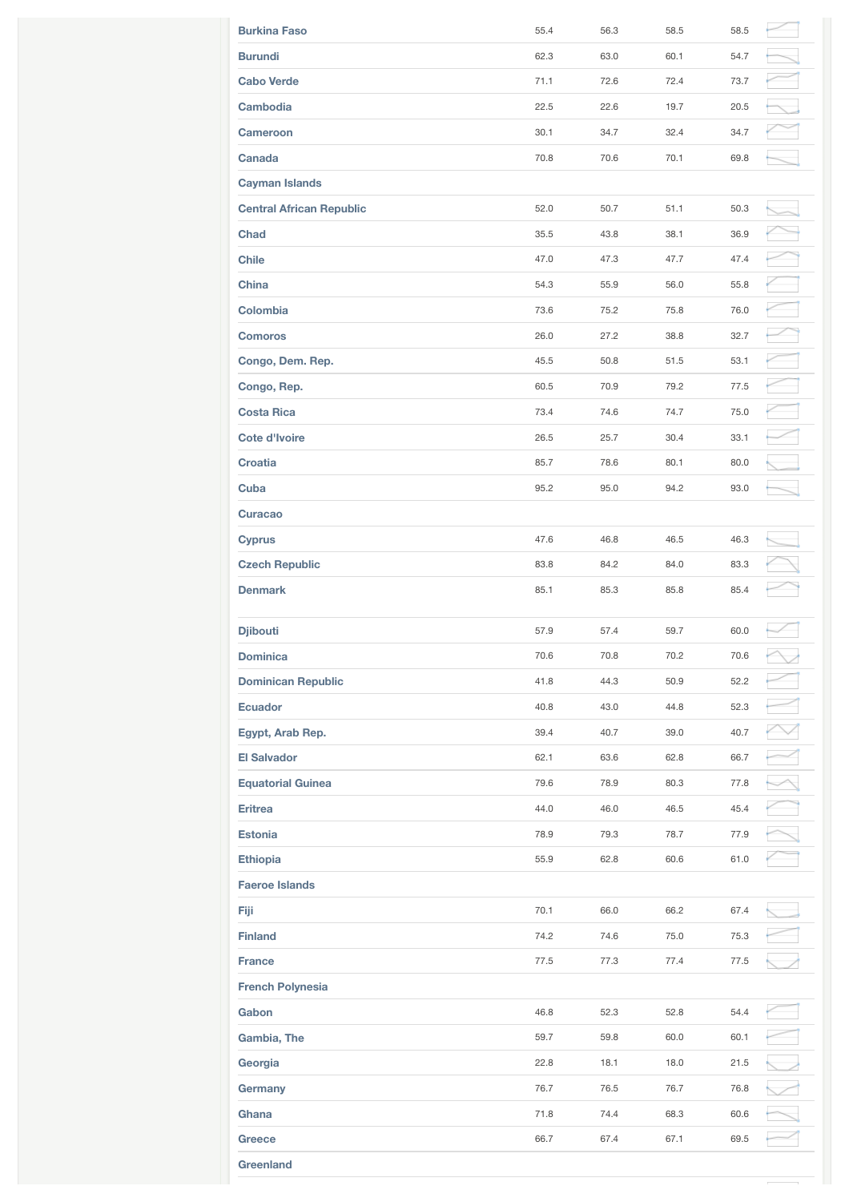| | | | | |
|---|---|---|---|---|
| Burkina Faso | 55.4 | 56.3 | 58.5 | 58.5 |
| Burundi | 62.3 | 63.0 | 60.1 | 54.7 |
| Cabo Verde | 71.1 | 72.6 | 72.4 | 73.7 |
| Cambodia | 22.5 | 22.6 | 19.7 | 20.5 |
| Cameroon | 30.1 | 34.7 | 32.4 | 34.7 |
| Canada | 70.8 | 70.6 | 70.1 | 69.8 |
| Cayman Islands | | | | |
| Central African Republic | 52.0 | 50.7 | 51.1 | 50.3 |
| Chad | 35.5 | 43.8 | 38.1 | 36.9 |
| Chile | 47.0 | 47.3 | 47.7 | 47.4 |
| China | 54.3 | 55.9 | 56.0 | 55.8 |
| Colombia | 73.6 | 75.2 | 75.8 | 76.0 |
| Comoros | 26.0 | 27.2 | 38.8 | 32.7 |
| Congo, Dem. Rep. | 45.5 | 50.8 | 51.5 | 53.1 |
| Congo, Rep. | 60.5 | 70.9 | 79.2 | 77.5 |
| Costa Rica | 73.4 | 74.6 | 74.7 | 75.0 |
| Cote d'Ivoire | 26.5 | 25.7 | 30.4 | 33.1 |
| Croatia | 85.7 | 78.6 | 80.1 | 80.0 |
| Cuba | 95.2 | 95.0 | 94.2 | 93.0 |
| Curacao | | | | |
| Cyprus | 47.6 | 46.8 | 46.5 | 46.3 |
| Czech Republic | 83.8 | 84.2 | 84.0 | 83.3 |
| Denmark | 85.1 | 85.3 | 85.8 | 85.4 |
| Djibouti | 57.9 | 57.4 | 59.7 | 60.0 |
| Dominica | 70.6 | 70.8 | 70.2 | 70.6 |
| Dominican Republic | 41.8 | 44.3 | 50.9 | 52.2 |
| Ecuador | 40.8 | 43.0 | 44.8 | 52.3 |
| Egypt, Arab Rep. | 39.4 | 40.7 | 39.0 | 40.7 |
| El Salvador | 62.1 | 63.6 | 62.8 | 66.7 |
| Equatorial Guinea | 79.6 | 78.9 | 80.3 | 77.8 |
| Eritrea | 44.0 | 46.0 | 46.5 | 45.4 |
| Estonia | 78.9 | 79.3 | 78.7 | 77.9 |
| Ethiopia | 55.9 | 62.8 | 60.6 | 61.0 |
| Faeroe Islands | | | | |
| Fiji | 70.1 | 66.0 | 66.2 | 67.4 |
| Finland | 74.2 | 74.6 | 75.0 | 75.3 |
| France | 77.5 | 77.3 | 77.4 | 77.5 |
| French Polynesia | | | | |
| Gabon | 46.8 | 52.3 | 52.8 | 54.4 |
| Gambia, The | 59.7 | 59.8 | 60.0 | 60.1 |
| Georgia | 22.8 | 18.1 | 18.0 | 21.5 |
| Germany | 76.7 | 76.5 | 76.7 | 76.8 |
| Ghana | 71.8 | 74.4 | 68.3 | 60.6 |
| Greece | 66.7 | 67.4 | 67.1 | 69.5 |
| Greenland | | | | |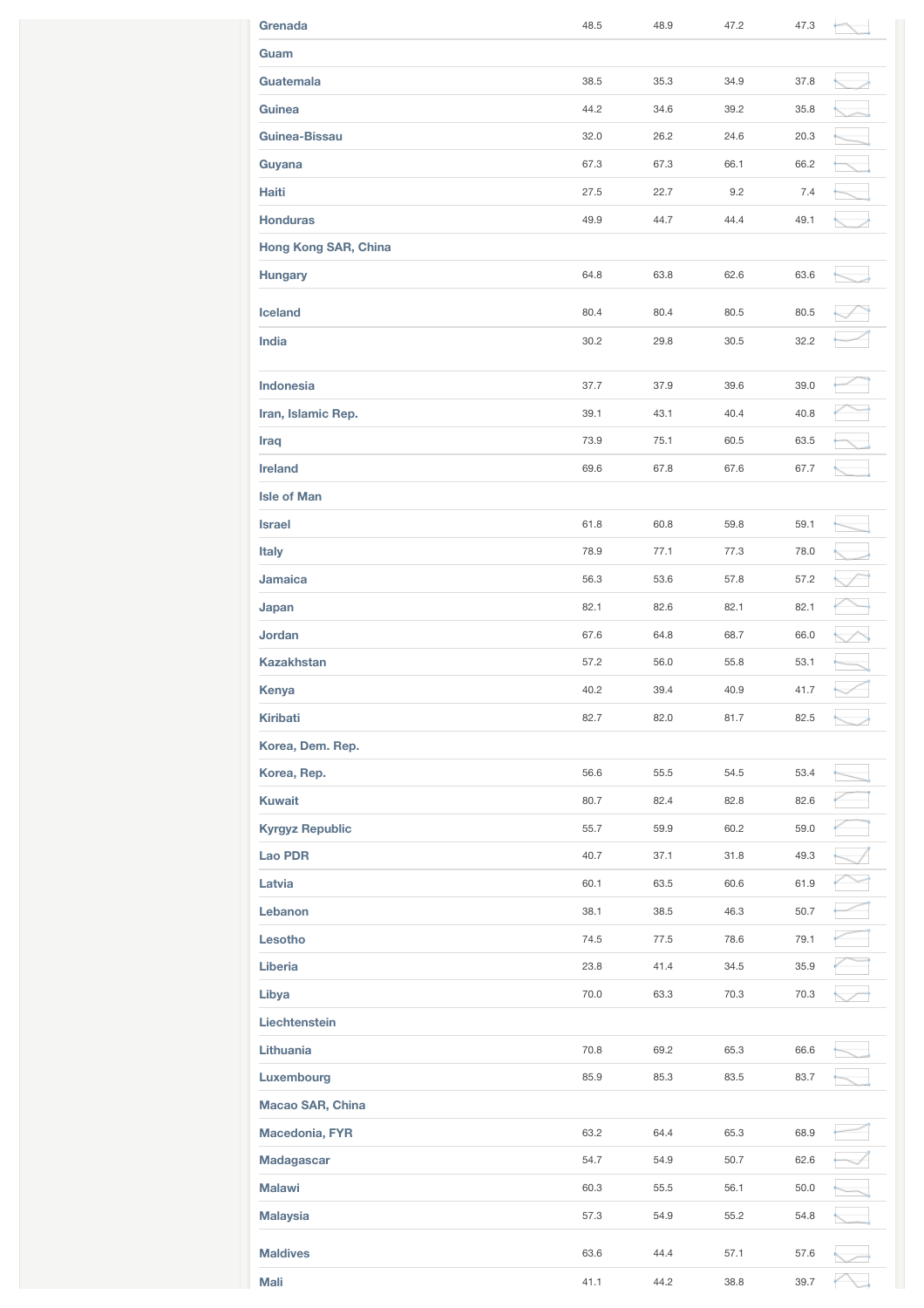| | | | | |
|---|---|---|---|---|
| Grenada | 48.5 | 48.9 | 47.2 | 47.3 |
| Guam | | | | |
| Guatemala | 38.5 | 35.3 | 34.9 | 37.8 |
| Guinea | 44.2 | 34.6 | 39.2 | 35.8 |
| Guinea-Bissau | 32.0 | 26.2 | 24.6 | 20.3 |
| Guyana | 67.3 | 67.3 | 66.1 | 66.2 |
| Haiti | 27.5 | 22.7 | 9.2 | 7.4 |
| Honduras | 49.9 | 44.7 | 44.4 | 49.1 |
| Hong Kong SAR, China | | | | |
| Hungary | 64.8 | 63.8 | 62.6 | 63.6 |
| Iceland | 80.4 | 80.4 | 80.5 | 80.5 |
| India | 30.2 | 29.8 | 30.5 | 32.2 |
| Indonesia | 37.7 | 37.9 | 39.6 | 39.0 |
| Iran, Islamic Rep. | 39.1 | 43.1 | 40.4 | 40.8 |
| Iraq | 73.9 | 75.1 | 60.5 | 63.5 |
| Ireland | 69.6 | 67.8 | 67.6 | 67.7 |
| Isle of Man | | | | |
| Israel | 61.8 | 60.8 | 59.8 | 59.1 |
| Italy | 78.9 | 77.1 | 77.3 | 78.0 |
| Jamaica | 56.3 | 53.6 | 57.8 | 57.2 |
| Japan | 82.1 | 82.6 | 82.1 | 82.1 |
| Jordan | 67.6 | 64.8 | 68.7 | 66.0 |
| Kazakhstan | 57.2 | 56.0 | 55.8 | 53.1 |
| Kenya | 40.2 | 39.4 | 40.9 | 41.7 |
| Kiribati | 82.7 | 82.0 | 81.7 | 82.5 |
| Korea, Dem. Rep. | | | | |
| Korea, Rep. | 56.6 | 55.5 | 54.5 | 53.4 |
| Kuwait | 80.7 | 82.4 | 82.8 | 82.6 |
| Kyrgyz Republic | 55.7 | 59.9 | 60.2 | 59.0 |
| Lao PDR | 40.7 | 37.1 | 31.8 | 49.3 |
| Latvia | 60.1 | 63.5 | 60.6 | 61.9 |
| Lebanon | 38.1 | 38.5 | 46.3 | 50.7 |
| Lesotho | 74.5 | 77.5 | 78.6 | 79.1 |
| Liberia | 23.8 | 41.4 | 34.5 | 35.9 |
| Libya | 70.0 | 63.3 | 70.3 | 70.3 |
| Liechtenstein | | | | |
| Lithuania | 70.8 | 69.2 | 65.3 | 66.6 |
| Luxembourg | 85.9 | 85.3 | 83.5 | 83.7 |
| Macao SAR, China | | | | |
| Macedonia, FYR | 63.2 | 64.4 | 65.3 | 68.9 |
| Madagascar | 54.7 | 54.9 | 50.7 | 62.6 |
| Malawi | 60.3 | 55.5 | 56.1 | 50.0 |
| Malaysia | 57.3 | 54.9 | 55.2 | 54.8 |
| Maldives | 63.6 | 44.4 | 57.1 | 57.6 |
| Mali | 41.1 | 44.2 | 38.8 | 39.7 |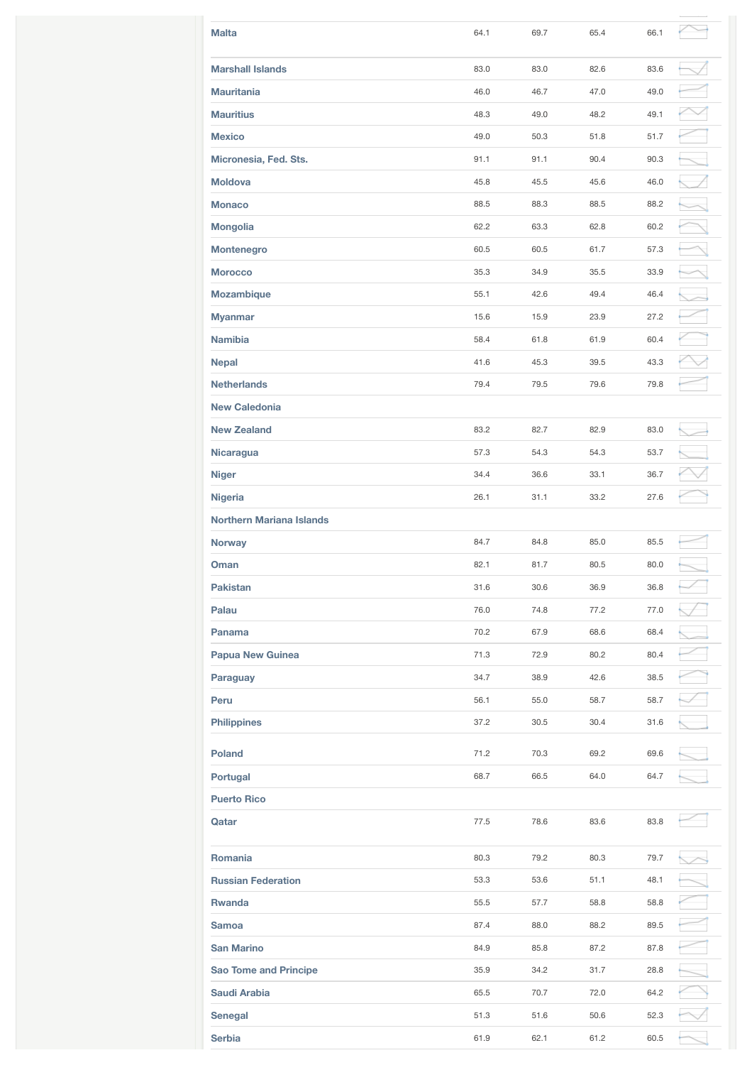| | | | | | |
|---|---|---|---|---|---|
| **Malta** | 64.1 | 69.7 | 65.4 | 66.1 | |
| **Marshall Islands** | 83.0 | 83.0 | 82.6 | 83.6 | |
| **Mauritania** | 46.0 | 46.7 | 47.0 | 49.0 | |
| **Mauritius** | 48.3 | 49.0 | 48.2 | 49.1 | |
| **Mexico** | 49.0 | 50.3 | 51.8 | 51.7 | |
| **Micronesia, Fed. Sts.** | 91.1 | 91.1 | 90.4 | 90.3 | |
| **Moldova** | 45.8 | 45.5 | 45.6 | 46.0 | |
| **Monaco** | 88.5 | 88.3 | 88.5 | 88.2 | |
| **Mongolia** | 62.2 | 63.3 | 62.8 | 60.2 | |
| **Montenegro** | 60.5 | 60.5 | 61.7 | 57.3 | |
| **Morocco** | 35.3 | 34.9 | 35.5 | 33.9 | |
| **Mozambique** | 55.1 | 42.6 | 49.4 | 46.4 | |
| **Myanmar** | 15.6 | 15.9 | 23.9 | 27.2 | |
| **Namibia** | 58.4 | 61.8 | 61.9 | 60.4 | |
| **Nepal** | 41.6 | 45.3 | 39.5 | 43.3 | |
| **Netherlands** | 79.4 | 79.5 | 79.6 | 79.8 | |
| **New Caledonia** | | | | | |
| **New Zealand** | 83.2 | 82.7 | 82.9 | 83.0 | |
| **Nicaragua** | 57.3 | 54.3 | 54.3 | 53.7 | |
| **Niger** | 34.4 | 36.6 | 33.1 | 36.7 | |
| **Nigeria** | 26.1 | 31.1 | 33.2 | 27.6 | |
| **Northern Mariana Islands** | | | | | |
| **Norway** | 84.7 | 84.8 | 85.0 | 85.5 | |
| **Oman** | 82.1 | 81.7 | 80.5 | 80.0 | |
| **Pakistan** | 31.6 | 30.6 | 36.9 | 36.8 | |
| **Palau** | 76.0 | 74.8 | 77.2 | 77.0 | |
| **Panama** | 70.2 | 67.9 | 68.6 | 68.4 | |
| **Papua New Guinea** | 71.3 | 72.9 | 80.2 | 80.4 | |
| **Paraguay** | 34.7 | 38.9 | 42.6 | 38.5 | |
| **Peru** | 56.1 | 55.0 | 58.7 | 58.7 | |
| **Philippines** | 37.2 | 30.5 | 30.4 | 31.6 | |
| **Poland** | 71.2 | 70.3 | 69.2 | 69.6 | |
| **Portugal** | 68.7 | 66.5 | 64.0 | 64.7 | |
| **Puerto Rico** | | | | | |
| **Qatar** | 77.5 | 78.6 | 83.6 | 83.8 | |
| **Romania** | 80.3 | 79.2 | 80.3 | 79.7 | |
| **Russian Federation** | 53.3 | 53.6 | 51.1 | 48.1 | |
| **Rwanda** | 55.5 | 57.7 | 58.8 | 58.8 | |
| **Samoa** | 87.4 | 88.0 | 88.2 | 89.5 | |
| **San Marino** | 84.9 | 85.8 | 87.2 | 87.8 | |
| **Sao Tome and Principe** | 35.9 | 34.2 | 31.7 | 28.8 | |
| **Saudi Arabia** | 65.5 | 70.7 | 72.0 | 64.2 | |
| **Senegal** | 51.3 | 51.6 | 50.6 | 52.3 | |
| **Serbia** | 61.9 | 62.1 | 61.2 | 60.5 | |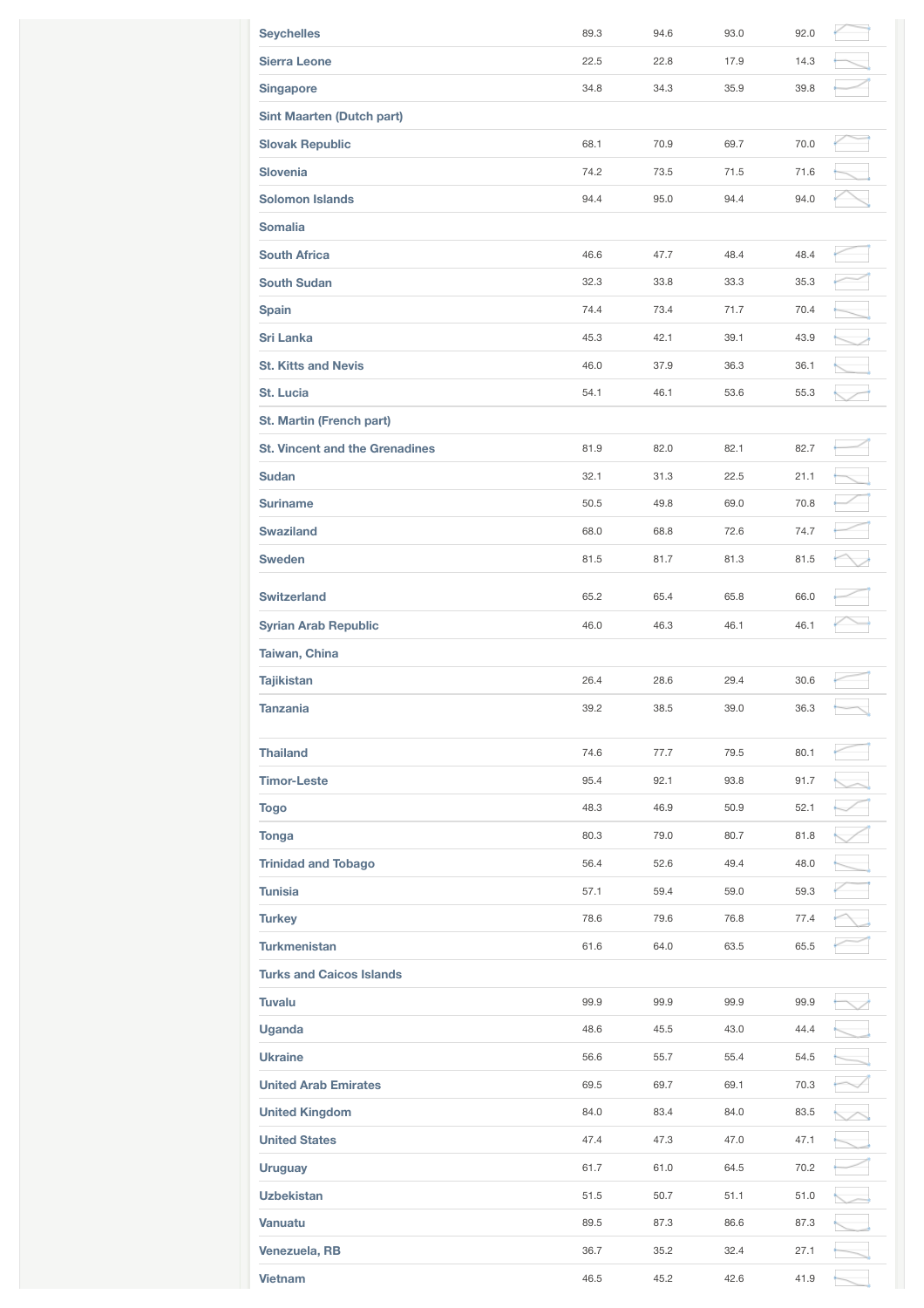| | | | | |
|---|---|---|---|---|
| Seychelles | 89.3 | 94.6 | 93.0 | 92.0 |
| Sierra Leone | 22.5 | 22.8 | 17.9 | 14.3 |
| Singapore | 34.8 | 34.3 | 35.9 | 39.8 |
| Sint Maarten (Dutch part) | | | | |
| Slovak Republic | 68.1 | 70.9 | 69.7 | 70.0 |
| Slovenia | 74.2 | 73.5 | 71.5 | 71.6 |
| Solomon Islands | 94.4 | 95.0 | 94.4 | 94.0 |
| Somalia | | | | |
| South Africa | 46.6 | 47.7 | 48.4 | 48.4 |
| South Sudan | 32.3 | 33.8 | 33.3 | 35.3 |
| Spain | 74.4 | 73.4 | 71.7 | 70.4 |
| Sri Lanka | 45.3 | 42.1 | 39.1 | 43.9 |
| St. Kitts and Nevis | 46.0 | 37.9 | 36.3 | 36.1 |
| St. Lucia | 54.1 | 46.1 | 53.6 | 55.3 |
| St. Martin (French part) | | | | |
| St. Vincent and the Grenadines | 81.9 | 82.0 | 82.1 | 82.7 |
| Sudan | 32.1 | 31.3 | 22.5 | 21.1 |
| Suriname | 50.5 | 49.8 | 69.0 | 70.8 |
| Swaziland | 68.0 | 68.8 | 72.6 | 74.7 |
| Sweden | 81.5 | 81.7 | 81.3 | 81.5 |
| Switzerland | 65.2 | 65.4 | 65.8 | 66.0 |
| Syrian Arab Republic | 46.0 | 46.3 | 46.1 | 46.1 |
| Taiwan, China | | | | |
| Tajikistan | 26.4 | 28.6 | 29.4 | 30.6 |
| Tanzania | 39.2 | 38.5 | 39.0 | 36.3 |
| Thailand | 74.6 | 77.7 | 79.5 | 80.1 |
| Timor-Leste | 95.4 | 92.1 | 93.8 | 91.7 |
| Togo | 48.3 | 46.9 | 50.9 | 52.1 |
| Tonga | 80.3 | 79.0 | 80.7 | 81.8 |
| Trinidad and Tobago | 56.4 | 52.6 | 49.4 | 48.0 |
| Tunisia | 57.1 | 59.4 | 59.0 | 59.3 |
| Turkey | 78.6 | 79.6 | 76.8 | 77.4 |
| Turkmenistan | 61.6 | 64.0 | 63.5 | 65.5 |
| Turks and Caicos Islands | | | | |
| Tuvalu | 99.9 | 99.9 | 99.9 | 99.9 |
| Uganda | 48.6 | 45.5 | 43.0 | 44.4 |
| Ukraine | 56.6 | 55.7 | 55.4 | 54.5 |
| United Arab Emirates | 69.5 | 69.7 | 69.1 | 70.3 |
| United Kingdom | 84.0 | 83.4 | 84.0 | 83.5 |
| United States | 47.4 | 47.3 | 47.0 | 47.1 |
| Uruguay | 61.7 | 61.0 | 64.5 | 70.2 |
| Uzbekistan | 51.5 | 50.7 | 51.1 | 51.0 |
| Vanuatu | 89.5 | 87.3 | 86.6 | 87.3 |
| Venezuela, RB | 36.7 | 35.2 | 32.4 | 27.1 |
| Vietnam | 46.5 | 45.2 | 42.6 | 41.9 |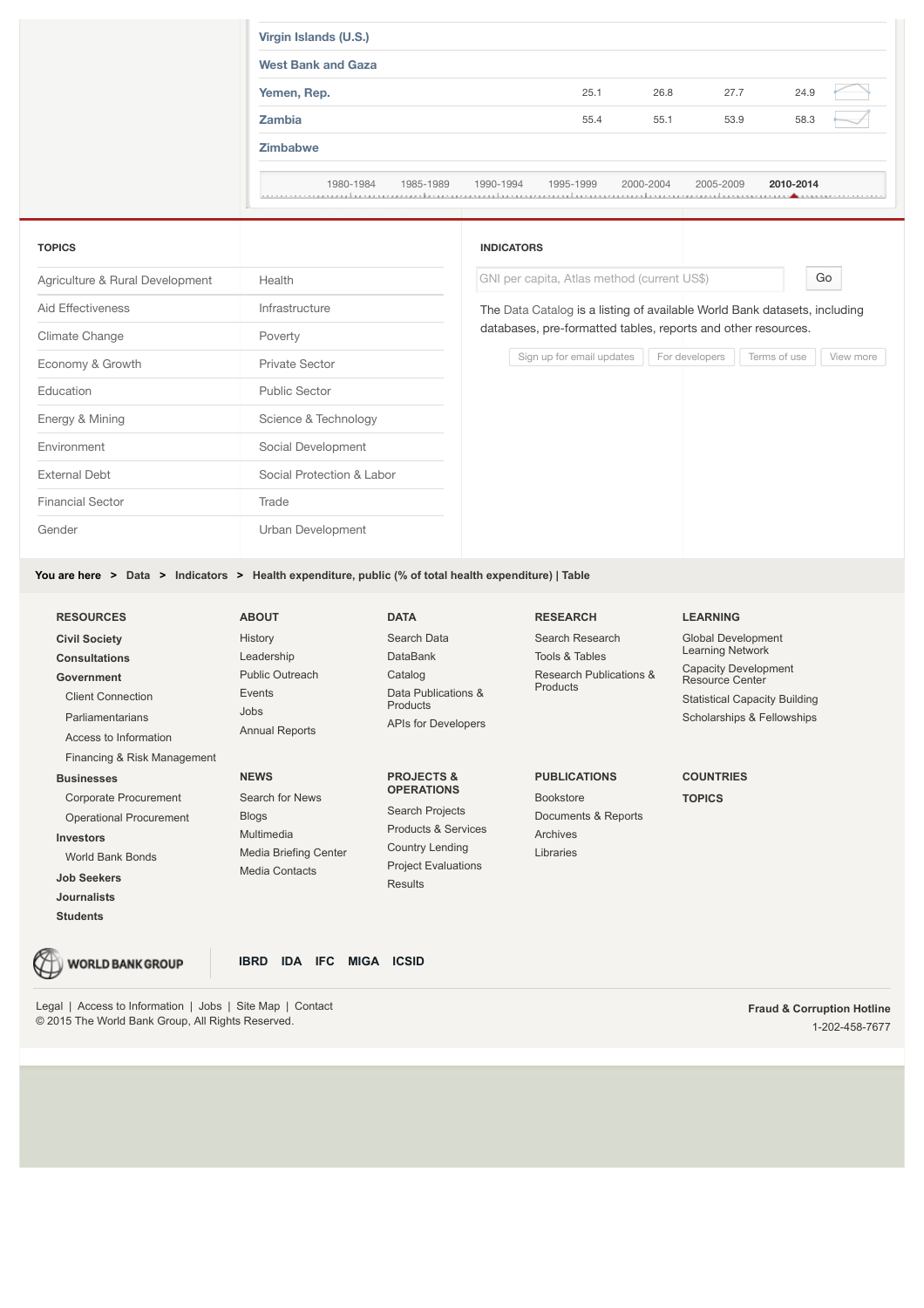| | | | | |
|---|---|---|---|---|
| Virgin Islands (U.S.) | | | | |
| West Bank and Gaza | | | | |
| Yemen, Rep. | 25.1 | 26.8 | 27.7 | 24.9 |
| Zambia | 55.4 | 55.1 | 53.9 | 58.3 |
| Zimbabwe | | | | |

1980-1984 1985-1989 1990-1994 1995-1999 2000-2004 2005-2009 **2010-2014**

### TOPICS

- Agriculture & Rural Development
- Aid Effectiveness
- Climate Change
- Economy & Growth
- Education
- Energy & Mining
- Environment
- External Debt
- Financial Sector
- Gender
- Health
- Infrastructure
- Poverty
- Private Sector
- Public Sector
- Science & Technology
- Social Development
- Social Protection & Labor
- Trade
- Urban Development

### INDICATORS

GNI per capita, Atlas method (current US$) Go

The Data Catalog is a listing of available World Bank datasets, including databases, pre-formatted tables, reports and other resources.

Sign up for email updates | For developers | Terms of use | View more

**You are here > Data > Indicators > Health expenditure, public (% of total health expenditure) | Table**

**RESOURCES**

- **Civil Society**
- **Consultations**
- **Government**
  - Client Connection
  - Parliamentarians
  - Access to Information
  - Financing & Risk Management
- **Businesses**
  - Corporate Procurement
  - Operational Procurement
- **Investors**
  - World Bank Bonds
- **Job Seekers**
- **Journalists**
- **Students**

**ABOUT**

- History
- Leadership
- Public Outreach
- Events
- Jobs
- Annual Reports

**NEWS**

- Search for News
- Blogs
- Multimedia
- Media Briefing Center
- Media Contacts

**DATA**

- Search Data
- DataBank
- Catalog
- Data Publications & Products
- APIs for Developers

**PROJECTS & OPERATIONS**

- Search Projects
- Products & Services
- Country Lending
- Project Evaluations
- Results

**RESEARCH**

- Search Research
- Tools & Tables
- Research Publications & Products

**PUBLICATIONS**

- Bookstore
- Documents & Reports
- Archives
- Libraries

**LEARNING**

- Global Development Learning Network
- Capacity Development Resource Center
- Statistical Capacity Building
- Scholarships & Fellowships

**COUNTRIES**

**TOPICS**

**WORLD BANK GROUP** **IBRD IDA IFC MIGA ICSID**

Legal | Access to Information | Jobs | Site Map | Contact
© 2015 The World Bank Group, All Rights Reserved.

**Fraud & Corruption Hotline**
1-202-458-7677